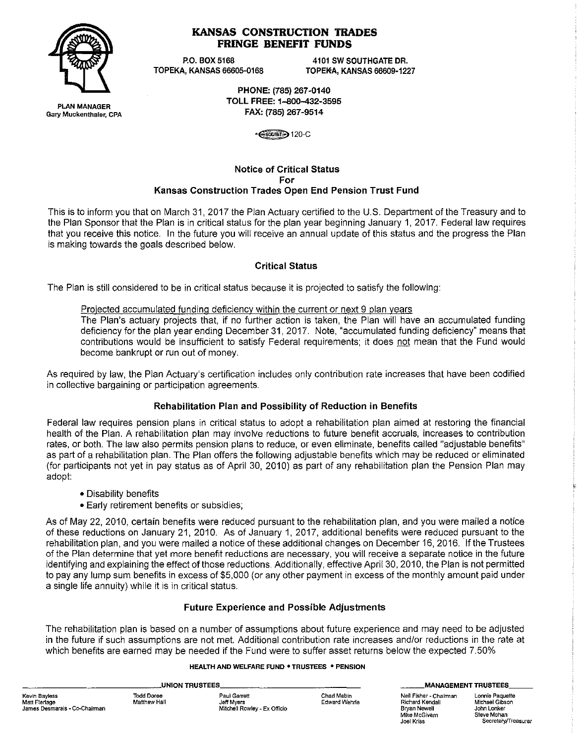**PLAN MANAGER**
Gary Muckenthaler, CPA

# KANSAS CONSTRUCTION TRADES FRINGE BENEFIT FUNDS

P.O. BOX 5168
TOPEKA, KANSAS 66605-0168

4101 SW SOUTHGATE DR.
TOPEKA, KANSAS 66609-1227

PHONE: (785) 267-0140
TOLL FREE: 1-800-432-3595
FAX: (785) 267-9514

120-C

## Notice of Critical Status For Kansas Construction Trades Open End Pension Trust Fund

This is to inform you that on March 31, 2017 the Plan Actuary certified to the U.S. Department of the Treasury and to the Plan Sponsor that the Plan is in critical status for the plan year beginning January 1, 2017. Federal law requires that you receive this notice. In the future you will receive an annual update of this status and the progress the Plan is making towards the goals described below.

### Critical Status

The Plan is still considered to be in critical status because it is projected to satisfy the following:

<u>Projected accumulated funding deficiency within the current or next 9 plan years</u>
The Plan's actuary projects that, if no further action is taken, the Plan will have an accumulated funding deficiency for the plan year ending December 31, 2017. Note, "accumulated funding deficiency" means that contributions would be insufficient to satisfy Federal requirements; it does <u>not</u> mean that the Fund would become bankrupt or run out of money.

As required by law, the Plan Actuary's certification includes only contribution rate increases that have been codified in collective bargaining or participation agreements.

### Rehabilitation Plan and Possibility of Reduction in Benefits

Federal law requires pension plans in critical status to adopt a rehabilitation plan aimed at restoring the financial health of the Plan. A rehabilitation plan may involve reductions to future benefit accruals, increases to contribution rates, or both. The law also permits pension plans to reduce, or even eliminate, benefits called "adjustable benefits" as part of a rehabilitation plan. The Plan offers the following adjustable benefits which may be reduced or eliminated (for participants not yet in pay status as of April 30, 2010) as part of any rehabilitation plan the Pension Plan may adopt:

- Disability benefits
- Early retirement benefits or subsidies;

As of May 22, 2010, certain benefits were reduced pursuant to the rehabilitation plan, and you were mailed a notice of these reductions on January 21, 2010. As of January 1, 2017, additional benefits were reduced pursuant to the rehabilitation plan, and you were mailed a notice of these additional changes on December 16, 2016. If the Trustees of the Plan determine that yet more benefit reductions are necessary, you will receive a separate notice in the future identifying and explaining the effect of those reductions. Additionally, effective April 30, 2010, the Plan is not permitted to pay any lump sum benefits in excess of $5,000 (or any other payment in excess of the monthly amount paid under a single life annuity) while it is in critical status.

### Future Experience and Possible Adjustments

The rehabilitation plan is based on a number of assumptions about future experience and may need to be adjusted in the future if such assumptions are not met. Additional contribution rate increases and/or reductions in the rate at which benefits are earned may be needed if the Fund were to suffer asset returns below the expected 7.50%

HEALTH AND WELFARE FUND • TRUSTEES • PENSION

**UNION TRUSTEES**

Kevin Bayless, Matt Flerlage, James Desmarais - Co-Chairman, Todd Doree, Matthew Hall, Paul Garrett, Jeff Myers, Mitchell Rowley - Ex Officio, Chad Mabin, Edward Wehrle

**MANAGEMENT TRUSTEES**

Neil Fisher - Chairman, Richard Kendall, Bryan Newell, Mike McGivern, Joel Kriss, Lonnie Paquette, Michael Gibson, John Lonker, Steve Mohan - Secretary/Treasurer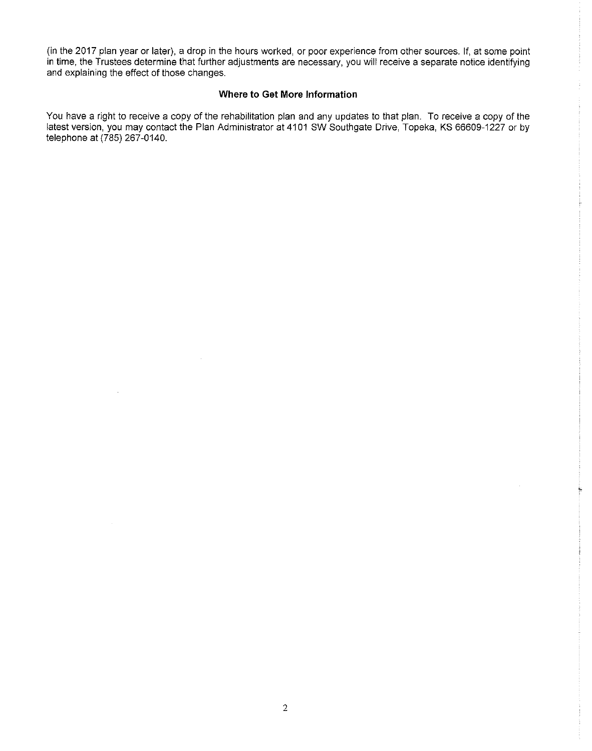(in the 2017 plan year or later), a drop in the hours worked, or poor experience from other sources. If, at some point in time, the Trustees determine that further adjustments are necessary, you will receive a separate notice identifying and explaining the effect of those changes.

## Where to Get More Information

You have a right to receive a copy of the rehabilitation plan and any updates to that plan. To receive a copy of the latest version, you may contact the Plan Administrator at 4101 SW Southgate Drive, Topeka, KS 66609-1227 or by telephone at (785) 267-0140.